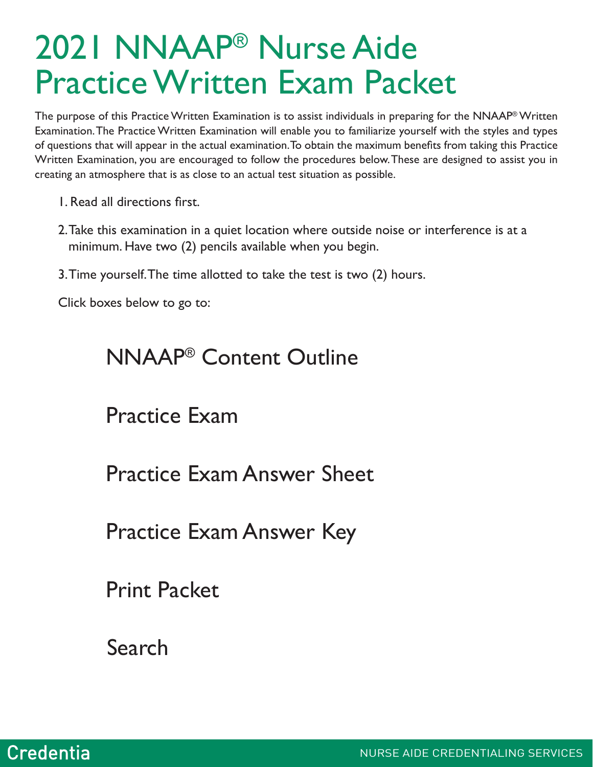# 2021 NNAAP® Nurse Aide Practice Written Exam Packet

The purpose of this Practice Written Examination is to assist individuals in preparing for the NNAAP® Written Examination. The Practice Written Examination will enable you to familiarize yourself with the styles and types of questions that will appear in the actual examination. To obtain the maximum benefits from taking this Practice Written Examination, you are encouraged to follow the procedures below. These are designed to assist you in creating an atmosphere that is as close to an actual test situation as possible.

1. Read all directions first.
2. Take this examination in a quiet location where outside noise or interference is at a minimum. Have two (2) pencils available when you begin.
3. Time yourself. The time allotted to take the test is two (2) hours.

Click boxes below to go to:

NNAAP® Content Outline

Practice Exam

Practice Exam Answer Sheet

Practice Exam Answer Key

Print Packet

Search

Credentia

NURSE AIDE CREDENTIALING SERVICES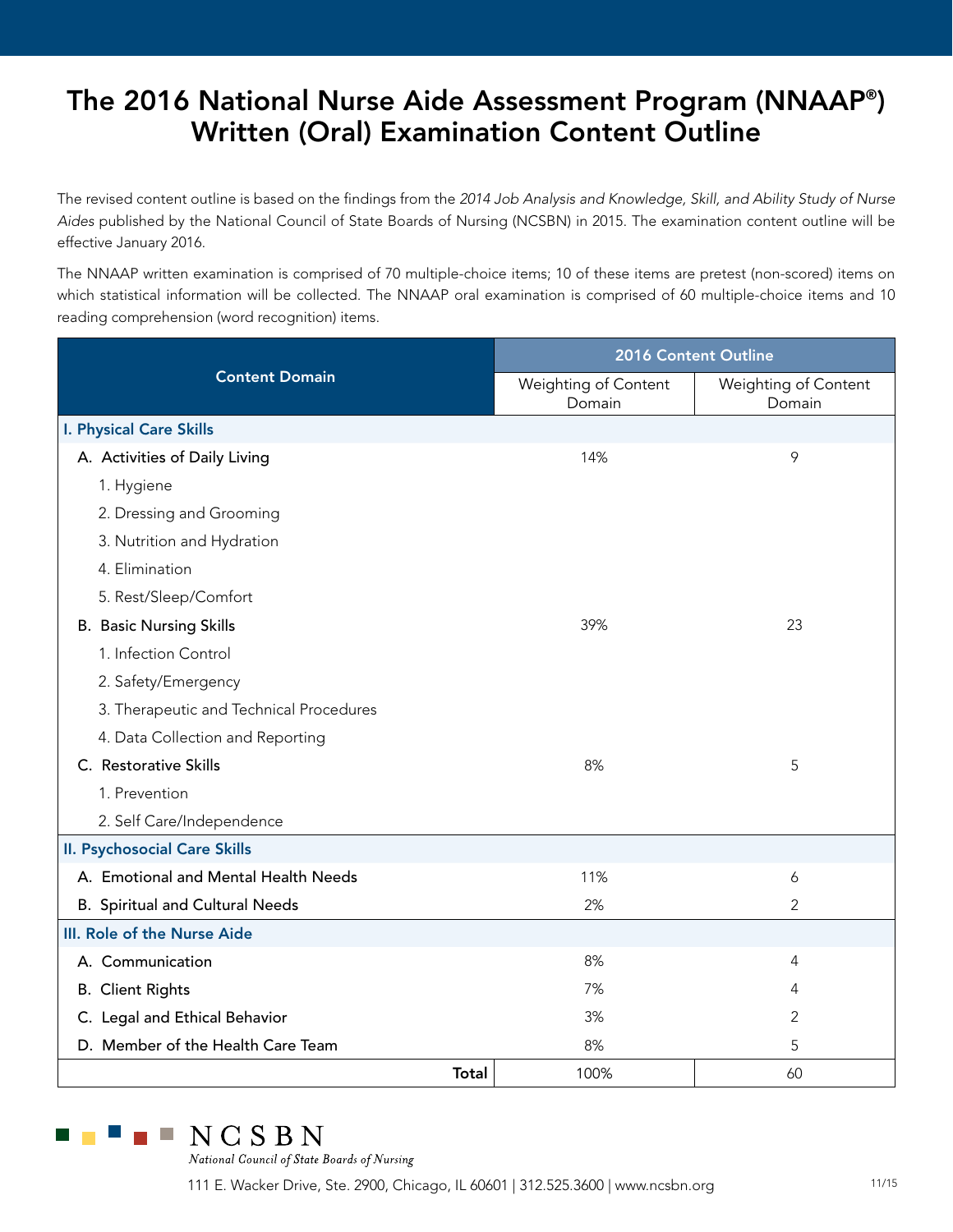# The 2016 National Nurse Aide Assessment Program (NNAAP®) Written (Oral) Examination Content Outline

The revised content outline is based on the findings from the *2014 Job Analysis and Knowledge, Skill, and Ability Study of Nurse Aides* published by the National Council of State Boards of Nursing (NCSBN) in 2015. The examination content outline will be effective January 2016.

The NNAAP written examination is comprised of 70 multiple-choice items; 10 of these items are pretest (non-scored) items on which statistical information will be collected. The NNAAP oral examination is comprised of 60 multiple-choice items and 10 reading comprehension (word recognition) items.

| Content Domain | 2016 Content Outline | |
|---|---|---|
| | Weighting of Content Domain | Weighting of Content Domain |
| **I. Physical Care Skills** | | |
| A. Activities of Daily Living | 14% | 9 |
| 1. Hygiene | | |
| 2. Dressing and Grooming | | |
| 3. Nutrition and Hydration | | |
| 4. Elimination | | |
| 5. Rest/Sleep/Comfort | | |
| B. Basic Nursing Skills | 39% | 23 |
| 1. Infection Control | | |
| 2. Safety/Emergency | | |
| 3. Therapeutic and Technical Procedures | | |
| 4. Data Collection and Reporting | | |
| C. Restorative Skills | 8% | 5 |
| 1. Prevention | | |
| 2. Self Care/Independence | | |
| **II. Psychosocial Care Skills** | | |
| A. Emotional and Mental Health Needs | 11% | 6 |
| B. Spiritual and Cultural Needs | 2% | 2 |
| **III. Role of the Nurse Aide** | | |
| A. Communication | 8% | 4 |
| B. Client Rights | 7% | 4 |
| C. Legal and Ethical Behavior | 3% | 2 |
| D. Member of the Health Care Team | 8% | 5 |
| **Total** | 100% | 60 |

NCSBN
*National Council of State Boards of Nursing*

111 E. Wacker Drive, Ste. 2900, Chicago, IL 60601 | 312.525.3600 | www.ncsbn.org

11/15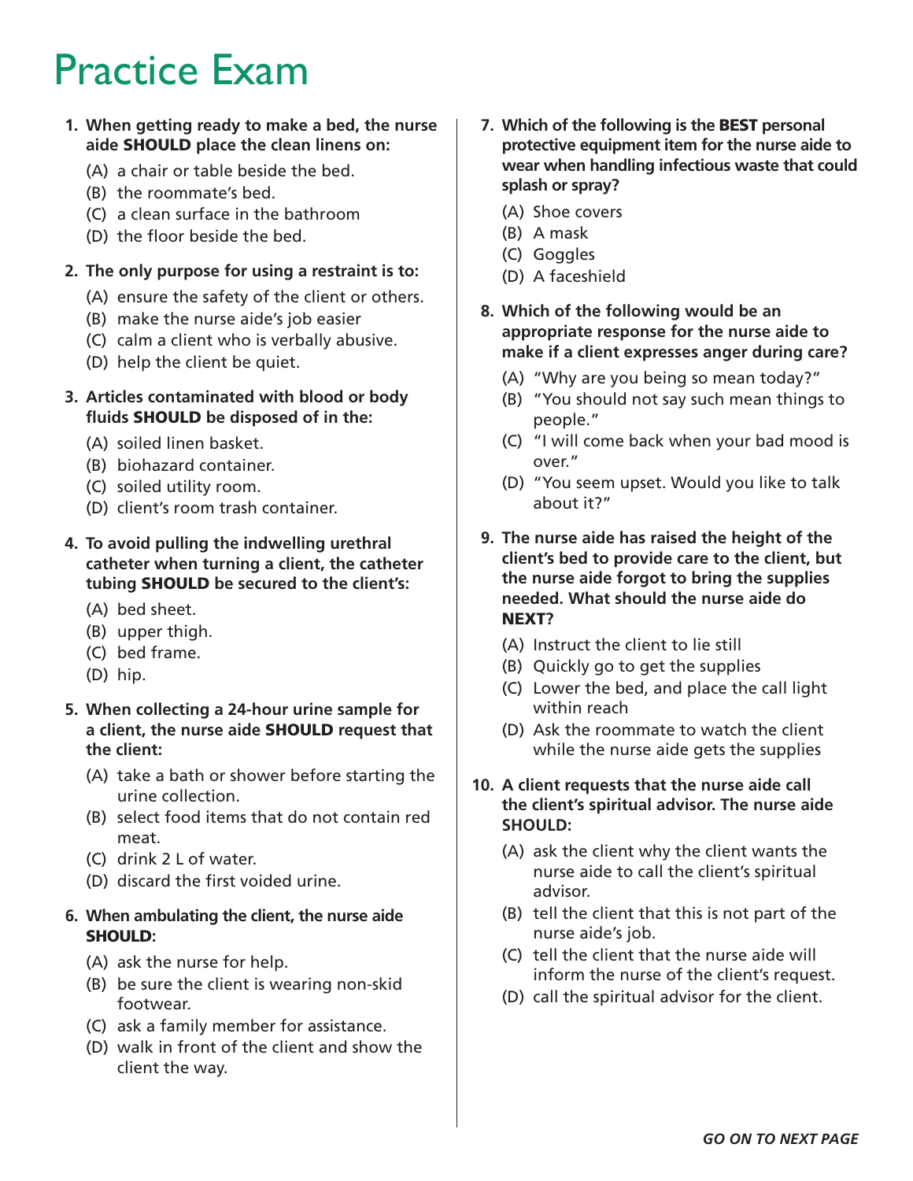# Practice Exam

1. **When getting ready to make a bed, the nurse aide SHOULD place the clean linens on:**
   - (A) a chair or table beside the bed.
   - (B) the roommate's bed.
   - (C) a clean surface in the bathroom
   - (D) the floor beside the bed.

2. **The only purpose for using a restraint is to:**
   - (A) ensure the safety of the client or others.
   - (B) make the nurse aide's job easier
   - (C) calm a client who is verbally abusive.
   - (D) help the client be quiet.

3. **Articles contaminated with blood or body fluids SHOULD be disposed of in the:**
   - (A) soiled linen basket.
   - (B) biohazard container.
   - (C) soiled utility room.
   - (D) client's room trash container.

4. **To avoid pulling the indwelling urethral catheter when turning a client, the catheter tubing SHOULD be secured to the client's:**
   - (A) bed sheet.
   - (B) upper thigh.
   - (C) bed frame.
   - (D) hip.

5. **When collecting a 24-hour urine sample for a client, the nurse aide SHOULD request that the client:**
   - (A) take a bath or shower before starting the urine collection.
   - (B) select food items that do not contain red meat.
   - (C) drink 2 L of water.
   - (D) discard the first voided urine.

6. **When ambulating the client, the nurse aide SHOULD:**
   - (A) ask the nurse for help.
   - (B) be sure the client is wearing non-skid footwear.
   - (C) ask a family member for assistance.
   - (D) walk in front of the client and show the client the way.

7. **Which of the following is the BEST personal protective equipment item for the nurse aide to wear when handling infectious waste that could splash or spray?**
   - (A) Shoe covers
   - (B) A mask
   - (C) Goggles
   - (D) A faceshield

8. **Which of the following would be an appropriate response for the nurse aide to make if a client expresses anger during care?**
   - (A) "Why are you being so mean today?"
   - (B) "You should not say such mean things to people."
   - (C) "I will come back when your bad mood is over."
   - (D) "You seem upset. Would you like to talk about it?"

9. **The nurse aide has raised the height of the client's bed to provide care to the client, but the nurse aide forgot to bring the supplies needed. What should the nurse aide do NEXT?**
   - (A) Instruct the client to lie still
   - (B) Quickly go to get the supplies
   - (C) Lower the bed, and place the call light within reach
   - (D) Ask the roommate to watch the client while the nurse aide gets the supplies

10. **A client requests that the nurse aide call the client's spiritual advisor. The nurse aide SHOULD:**
    - (A) ask the client why the client wants the nurse aide to call the client's spiritual advisor.
    - (B) tell the client that this is not part of the nurse aide's job.
    - (C) tell the client that the nurse aide will inform the nurse of the client's request.
    - (D) call the spiritual advisor for the client.

***GO ON TO NEXT PAGE***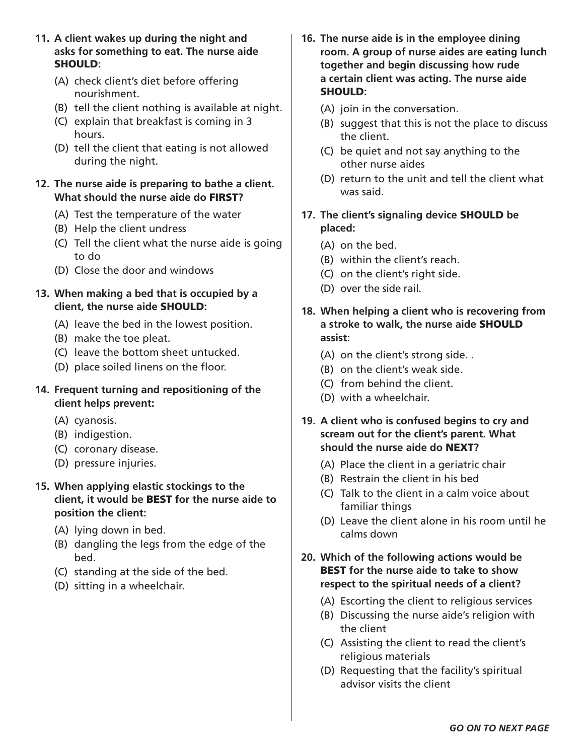**11. A client wakes up during the night and asks for something to eat. The nurse aide SHOULD:**

(A) check client's diet before offering nourishment.
(B) tell the client nothing is available at night.
(C) explain that breakfast is coming in 3 hours.
(D) tell the client that eating is not allowed during the night.

**12. The nurse aide is preparing to bathe a client. What should the nurse aide do FIRST?**

(A) Test the temperature of the water
(B) Help the client undress
(C) Tell the client what the nurse aide is going to do
(D) Close the door and windows

**13. When making a bed that is occupied by a client, the nurse aide SHOULD:**

(A) leave the bed in the lowest position.
(B) make the toe pleat.
(C) leave the bottom sheet untucked.
(D) place soiled linens on the floor.

**14. Frequent turning and repositioning of the client helps prevent:**

(A) cyanosis.
(B) indigestion.
(C) coronary disease.
(D) pressure injuries.

**15. When applying elastic stockings to the client, it would be BEST for the nurse aide to position the client:**

(A) lying down in bed.
(B) dangling the legs from the edge of the bed.
(C) standing at the side of the bed.
(D) sitting in a wheelchair.

**16. The nurse aide is in the employee dining room. A group of nurse aides are eating lunch together and begin discussing how rude a certain client was acting. The nurse aide SHOULD:**

(A) join in the conversation.
(B) suggest that this is not the place to discuss the client.
(C) be quiet and not say anything to the other nurse aides
(D) return to the unit and tell the client what was said.

**17. The client's signaling device SHOULD be placed:**

(A) on the bed.
(B) within the client's reach.
(C) on the client's right side.
(D) over the side rail.

**18. When helping a client who is recovering from a stroke to walk, the nurse aide SHOULD assist:**

(A) on the client's strong side. .
(B) on the client's weak side.
(C) from behind the client.
(D) with a wheelchair.

**19. A client who is confused begins to cry and scream out for the client's parent. What should the nurse aide do NEXT?**

(A) Place the client in a geriatric chair
(B) Restrain the client in his bed
(C) Talk to the client in a calm voice about familiar things
(D) Leave the client alone in his room until he calms down

**20. Which of the following actions would be BEST for the nurse aide to take to show respect to the spiritual needs of a client?**

(A) Escorting the client to religious services
(B) Discussing the nurse aide's religion with the client
(C) Assisting the client to read the client's religious materials
(D) Requesting that the facility's spiritual advisor visits the client

***GO ON TO NEXT PAGE***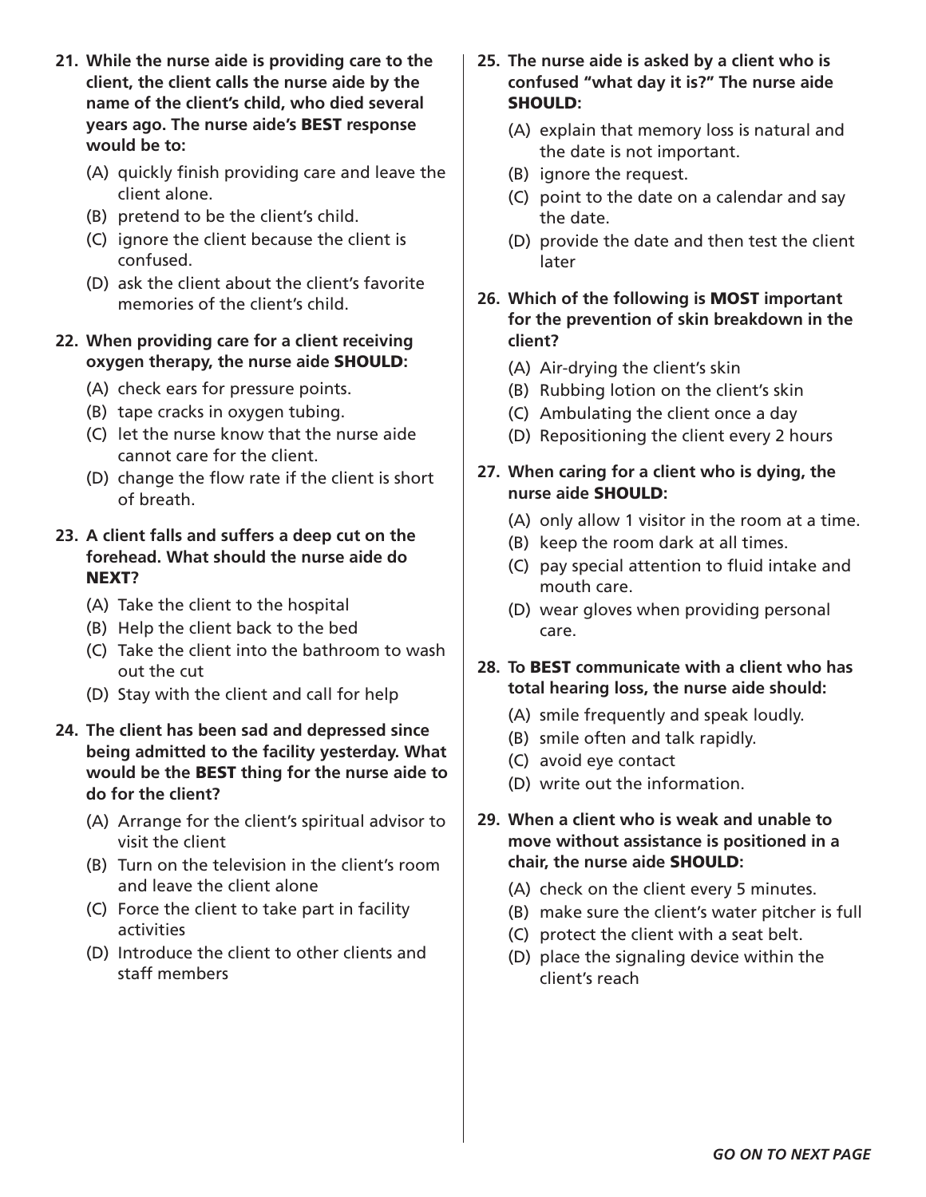**21. While the nurse aide is providing care to the client, the client calls the nurse aide by the name of the client's child, who died several years ago. The nurse aide's BEST response would be to:**

(A) quickly finish providing care and leave the client alone.
(B) pretend to be the client's child.
(C) ignore the client because the client is confused.
(D) ask the client about the client's favorite memories of the client's child.

**22. When providing care for a client receiving oxygen therapy, the nurse aide SHOULD:**

(A) check ears for pressure points.
(B) tape cracks in oxygen tubing.
(C) let the nurse know that the nurse aide cannot care for the client.
(D) change the flow rate if the client is short of breath.

**23. A client falls and suffers a deep cut on the forehead. What should the nurse aide do NEXT?**

(A) Take the client to the hospital
(B) Help the client back to the bed
(C) Take the client into the bathroom to wash out the cut
(D) Stay with the client and call for help

**24. The client has been sad and depressed since being admitted to the facility yesterday. What would be the BEST thing for the nurse aide to do for the client?**

(A) Arrange for the client's spiritual advisor to visit the client
(B) Turn on the television in the client's room and leave the client alone
(C) Force the client to take part in facility activities
(D) Introduce the client to other clients and staff members

**25. The nurse aide is asked by a client who is confused "what day it is?" The nurse aide SHOULD:**

(A) explain that memory loss is natural and the date is not important.
(B) ignore the request.
(C) point to the date on a calendar and say the date.
(D) provide the date and then test the client later

**26. Which of the following is MOST important for the prevention of skin breakdown in the client?**

(A) Air-drying the client's skin
(B) Rubbing lotion on the client's skin
(C) Ambulating the client once a day
(D) Repositioning the client every 2 hours

**27. When caring for a client who is dying, the nurse aide SHOULD:**

(A) only allow 1 visitor in the room at a time.
(B) keep the room dark at all times.
(C) pay special attention to fluid intake and mouth care.
(D) wear gloves when providing personal care.

**28. To BEST communicate with a client who has total hearing loss, the nurse aide should:**

(A) smile frequently and speak loudly.
(B) smile often and talk rapidly.
(C) avoid eye contact
(D) write out the information.

**29. When a client who is weak and unable to move without assistance is positioned in a chair, the nurse aide SHOULD:**

(A) check on the client every 5 minutes.
(B) make sure the client's water pitcher is full
(C) protect the client with a seat belt.
(D) place the signaling device within the client's reach

*GO ON TO NEXT PAGE*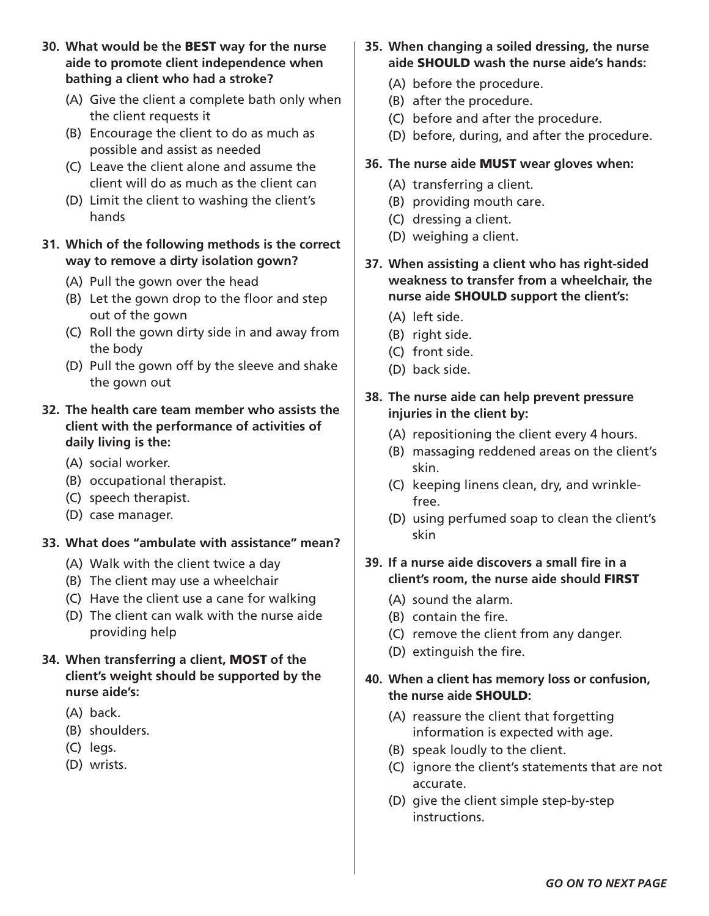**30. What would be the BEST way for the nurse aide to promote client independence when bathing a client who had a stroke?**

(A) Give the client a complete bath only when the client requests it
(B) Encourage the client to do as much as possible and assist as needed
(C) Leave the client alone and assume the client will do as much as the client can
(D) Limit the client to washing the client's hands

**31. Which of the following methods is the correct way to remove a dirty isolation gown?**

(A) Pull the gown over the head
(B) Let the gown drop to the floor and step out of the gown
(C) Roll the gown dirty side in and away from the body
(D) Pull the gown off by the sleeve and shake the gown out

**32. The health care team member who assists the client with the performance of activities of daily living is the:**

(A) social worker.
(B) occupational therapist.
(C) speech therapist.
(D) case manager.

**33. What does "ambulate with assistance" mean?**

(A) Walk with the client twice a day
(B) The client may use a wheelchair
(C) Have the client use a cane for walking
(D) The client can walk with the nurse aide providing help

**34. When transferring a client, MOST of the client's weight should be supported by the nurse aide's:**

(A) back.
(B) shoulders.
(C) legs.
(D) wrists.

**35. When changing a soiled dressing, the nurse aide SHOULD wash the nurse aide's hands:**

(A) before the procedure.
(B) after the procedure.
(C) before and after the procedure.
(D) before, during, and after the procedure.

**36. The nurse aide MUST wear gloves when:**

(A) transferring a client.
(B) providing mouth care.
(C) dressing a client.
(D) weighing a client.

**37. When assisting a client who has right-sided weakness to transfer from a wheelchair, the nurse aide SHOULD support the client's:**

(A) left side.
(B) right side.
(C) front side.
(D) back side.

**38. The nurse aide can help prevent pressure injuries in the client by:**

(A) repositioning the client every 4 hours.
(B) massaging reddened areas on the client's skin.
(C) keeping linens clean, dry, and wrinkle-free.
(D) using perfumed soap to clean the client's skin

**39. If a nurse aide discovers a small fire in a client's room, the nurse aide should FIRST**

(A) sound the alarm.
(B) contain the fire.
(C) remove the client from any danger.
(D) extinguish the fire.

**40. When a client has memory loss or confusion, the nurse aide SHOULD:**

(A) reassure the client that forgetting information is expected with age.
(B) speak loudly to the client.
(C) ignore the client's statements that are not accurate.
(D) give the client simple step-by-step instructions.

***GO ON TO NEXT PAGE***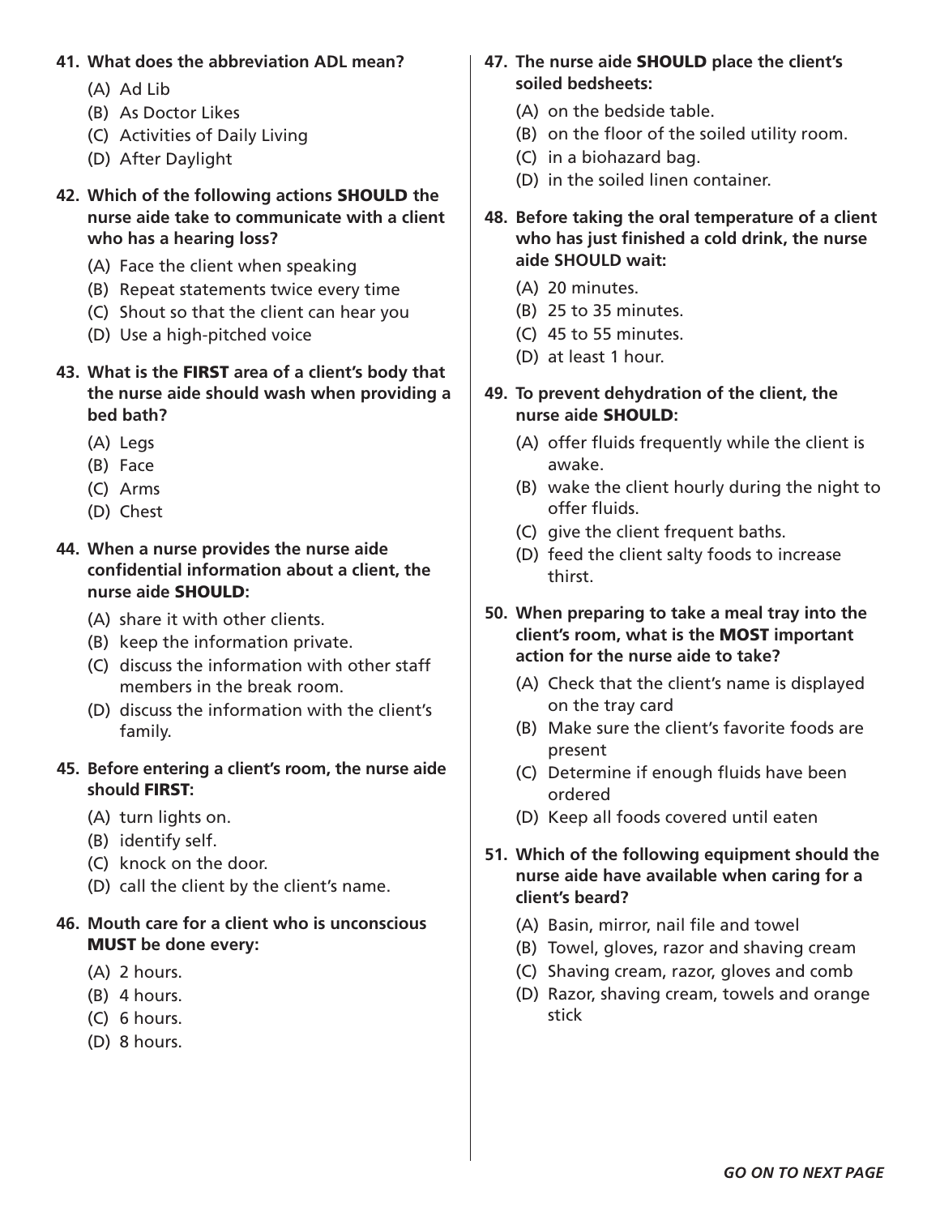**41. What does the abbreviation ADL mean?**

(A) Ad Lib
(B) As Doctor Likes
(C) Activities of Daily Living
(D) After Daylight

**42. Which of the following actions SHOULD the nurse aide take to communicate with a client who has a hearing loss?**

(A) Face the client when speaking
(B) Repeat statements twice every time
(C) Shout so that the client can hear you
(D) Use a high-pitched voice

**43. What is the FIRST area of a client's body that the nurse aide should wash when providing a bed bath?**

(A) Legs
(B) Face
(C) Arms
(D) Chest

**44. When a nurse provides the nurse aide confidential information about a client, the nurse aide SHOULD:**

(A) share it with other clients.
(B) keep the information private.
(C) discuss the information with other staff members in the break room.
(D) discuss the information with the client's family.

**45. Before entering a client's room, the nurse aide should FIRST:**

(A) turn lights on.
(B) identify self.
(C) knock on the door.
(D) call the client by the client's name.

**46. Mouth care for a client who is unconscious MUST be done every:**

(A) 2 hours.
(B) 4 hours.
(C) 6 hours.
(D) 8 hours.

**47. The nurse aide SHOULD place the client's soiled bedsheets:**

(A) on the bedside table.
(B) on the floor of the soiled utility room.
(C) in a biohazard bag.
(D) in the soiled linen container.

**48. Before taking the oral temperature of a client who has just finished a cold drink, the nurse aide SHOULD wait:**

(A) 20 minutes.
(B) 25 to 35 minutes.
(C) 45 to 55 minutes.
(D) at least 1 hour.

**49. To prevent dehydration of the client, the nurse aide SHOULD:**

(A) offer fluids frequently while the client is awake.
(B) wake the client hourly during the night to offer fluids.
(C) give the client frequent baths.
(D) feed the client salty foods to increase thirst.

**50. When preparing to take a meal tray into the client's room, what is the MOST important action for the nurse aide to take?**

(A) Check that the client's name is displayed on the tray card
(B) Make sure the client's favorite foods are present
(C) Determine if enough fluids have been ordered
(D) Keep all foods covered until eaten

**51. Which of the following equipment should the nurse aide have available when caring for a client's beard?**

(A) Basin, mirror, nail file and towel
(B) Towel, gloves, razor and shaving cream
(C) Shaving cream, razor, gloves and comb
(D) Razor, shaving cream, towels and orange stick

***GO ON TO NEXT PAGE***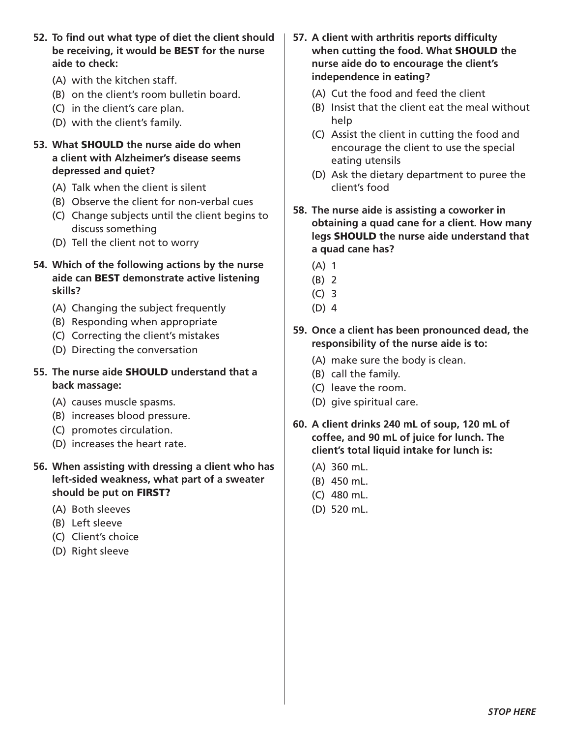**52. To find out what type of diet the client should be receiving, it would be BEST for the nurse aide to check:**

(A) with the kitchen staff.
(B) on the client's room bulletin board.
(C) in the client's care plan.
(D) with the client's family.

**53. What SHOULD the nurse aide do when a client with Alzheimer's disease seems depressed and quiet?**

(A) Talk when the client is silent
(B) Observe the client for non-verbal cues
(C) Change subjects until the client begins to discuss something
(D) Tell the client not to worry

**54. Which of the following actions by the nurse aide can BEST demonstrate active listening skills?**

(A) Changing the subject frequently
(B) Responding when appropriate
(C) Correcting the client's mistakes
(D) Directing the conversation

**55. The nurse aide SHOULD understand that a back massage:**

(A) causes muscle spasms.
(B) increases blood pressure.
(C) promotes circulation.
(D) increases the heart rate.

**56. When assisting with dressing a client who has left-sided weakness, what part of a sweater should be put on FIRST?**

(A) Both sleeves
(B) Left sleeve
(C) Client's choice
(D) Right sleeve

**57. A client with arthritis reports difficulty when cutting the food. What SHOULD the nurse aide do to encourage the client's independence in eating?**

(A) Cut the food and feed the client
(B) Insist that the client eat the meal without help
(C) Assist the client in cutting the food and encourage the client to use the special eating utensils
(D) Ask the dietary department to puree the client's food

**58. The nurse aide is assisting a coworker in obtaining a quad cane for a client. How many legs SHOULD the nurse aide understand that a quad cane has?**

(A) 1
(B) 2
(C) 3
(D) 4

**59. Once a client has been pronounced dead, the responsibility of the nurse aide is to:**

(A) make sure the body is clean.
(B) call the family.
(C) leave the room.
(D) give spiritual care.

**60. A client drinks 240 mL of soup, 120 mL of coffee, and 90 mL of juice for lunch. The client's total liquid intake for lunch is:**

(A) 360 mL.
(B) 450 mL.
(C) 480 mL.
(D) 520 mL.

***STOP HERE***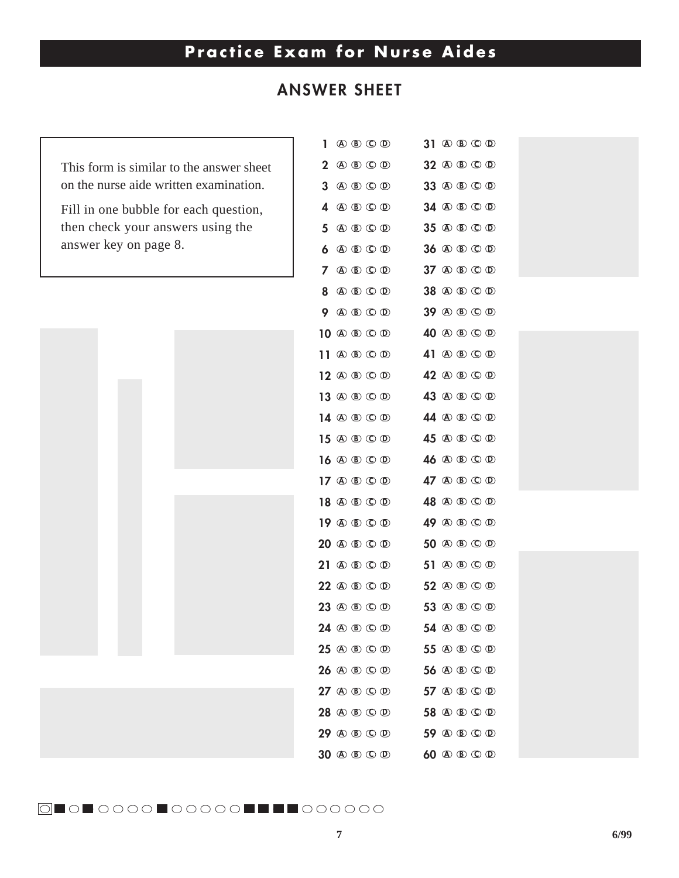# Practice Exam for Nurse Aides

## ANSWER SHEET

This form is similar to the answer sheet on the nurse aide written examination.

Fill in one bubble for each question, then check your answers using the answer key on page 8.

| | | | | | | | | | |
|---|---|---|---|---|---|---|---|---|---|
| 1 | Ⓐ | Ⓑ | Ⓒ | Ⓓ | 31 | Ⓐ | Ⓑ | Ⓒ | Ⓓ |
| 2 | Ⓐ | Ⓑ | Ⓒ | Ⓓ | 32 | Ⓐ | Ⓑ | Ⓒ | Ⓓ |
| 3 | Ⓐ | Ⓑ | Ⓒ | Ⓓ | 33 | Ⓐ | Ⓑ | Ⓒ | Ⓓ |
| 4 | Ⓐ | Ⓑ | Ⓒ | Ⓓ | 34 | Ⓐ | Ⓑ | Ⓒ | Ⓓ |
| 5 | Ⓐ | Ⓑ | Ⓒ | Ⓓ | 35 | Ⓐ | Ⓑ | Ⓒ | Ⓓ |
| 6 | Ⓐ | Ⓑ | Ⓒ | Ⓓ | 36 | Ⓐ | Ⓑ | Ⓒ | Ⓓ |
| 7 | Ⓐ | Ⓑ | Ⓒ | Ⓓ | 37 | Ⓐ | Ⓑ | Ⓒ | Ⓓ |
| 8 | Ⓐ | Ⓑ | Ⓒ | Ⓓ | 38 | Ⓐ | Ⓑ | Ⓒ | Ⓓ |
| 9 | Ⓐ | Ⓑ | Ⓒ | Ⓓ | 39 | Ⓐ | Ⓑ | Ⓒ | Ⓓ |
| 10 | Ⓐ | Ⓑ | Ⓒ | Ⓓ | 40 | Ⓐ | Ⓑ | Ⓒ | Ⓓ |
| 11 | Ⓐ | Ⓑ | Ⓒ | Ⓓ | 41 | Ⓐ | Ⓑ | Ⓒ | Ⓓ |
| 12 | Ⓐ | Ⓑ | Ⓒ | Ⓓ | 42 | Ⓐ | Ⓑ | Ⓒ | Ⓓ |
| 13 | Ⓐ | Ⓑ | Ⓒ | Ⓓ | 43 | Ⓐ | Ⓑ | Ⓒ | Ⓓ |
| 14 | Ⓐ | Ⓑ | Ⓒ | Ⓓ | 44 | Ⓐ | Ⓑ | Ⓒ | Ⓓ |
| 15 | Ⓐ | Ⓑ | Ⓒ | Ⓓ | 45 | Ⓐ | Ⓑ | Ⓒ | Ⓓ |
| 16 | Ⓐ | Ⓑ | Ⓒ | Ⓓ | 46 | Ⓐ | Ⓑ | Ⓒ | Ⓓ |
| 17 | Ⓐ | Ⓑ | Ⓒ | Ⓓ | 47 | Ⓐ | Ⓑ | Ⓒ | Ⓓ |
| 18 | Ⓐ | Ⓑ | Ⓒ | Ⓓ | 48 | Ⓐ | Ⓑ | Ⓒ | Ⓓ |
| 19 | Ⓐ | Ⓑ | Ⓒ | Ⓓ | 49 | Ⓐ | Ⓑ | Ⓒ | Ⓓ |
| 20 | Ⓐ | Ⓑ | Ⓒ | Ⓓ | 50 | Ⓐ | Ⓑ | Ⓒ | Ⓓ |
| 21 | Ⓐ | Ⓑ | Ⓒ | Ⓓ | 51 | Ⓐ | Ⓑ | Ⓒ | Ⓓ |
| 22 | Ⓐ | Ⓑ | Ⓒ | Ⓓ | 52 | Ⓐ | Ⓑ | Ⓒ | Ⓓ |
| 23 | Ⓐ | Ⓑ | Ⓒ | Ⓓ | 53 | Ⓐ | Ⓑ | Ⓒ | Ⓓ |
| 24 | Ⓐ | Ⓑ | Ⓒ | Ⓓ | 54 | Ⓐ | Ⓑ | Ⓒ | Ⓓ |
| 25 | Ⓐ | Ⓑ | Ⓒ | Ⓓ | 55 | Ⓐ | Ⓑ | Ⓒ | Ⓓ |
| 26 | Ⓐ | Ⓑ | Ⓒ | Ⓓ | 56 | Ⓐ | Ⓑ | Ⓒ | Ⓓ |
| 27 | Ⓐ | Ⓑ | Ⓒ | Ⓓ | 57 | Ⓐ | Ⓑ | Ⓒ | Ⓓ |
| 28 | Ⓐ | Ⓑ | Ⓒ | Ⓓ | 58 | Ⓐ | Ⓑ | Ⓒ | Ⓓ |
| 29 | Ⓐ | Ⓑ | Ⓒ | Ⓓ | 59 | Ⓐ | Ⓑ | Ⓒ | Ⓓ |
| 30 | Ⓐ | Ⓑ | Ⓒ | Ⓓ | 60 | Ⓐ | Ⓑ | Ⓒ | Ⓓ |

6/99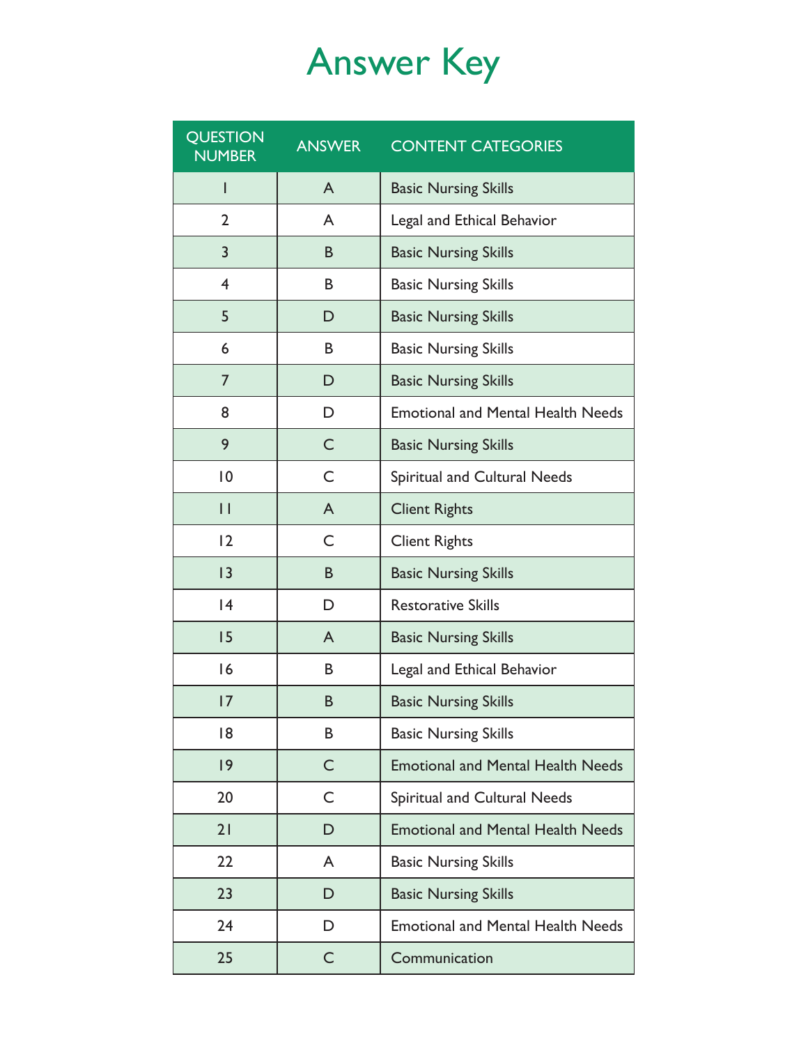# Answer Key

| QUESTION NUMBER | ANSWER | CONTENT CATEGORIES |
|---|---|---|
| 1 | A | Basic Nursing Skills |
| 2 | A | Legal and Ethical Behavior |
| 3 | B | Basic Nursing Skills |
| 4 | B | Basic Nursing Skills |
| 5 | D | Basic Nursing Skills |
| 6 | B | Basic Nursing Skills |
| 7 | D | Basic Nursing Skills |
| 8 | D | Emotional and Mental Health Needs |
| 9 | C | Basic Nursing Skills |
| 10 | C | Spiritual and Cultural Needs |
| 11 | A | Client Rights |
| 12 | C | Client Rights |
| 13 | B | Basic Nursing Skills |
| 14 | D | Restorative Skills |
| 15 | A | Basic Nursing Skills |
| 16 | B | Legal and Ethical Behavior |
| 17 | B | Basic Nursing Skills |
| 18 | B | Basic Nursing Skills |
| 19 | C | Emotional and Mental Health Needs |
| 20 | C | Spiritual and Cultural Needs |
| 21 | D | Emotional and Mental Health Needs |
| 22 | A | Basic Nursing Skills |
| 23 | D | Basic Nursing Skills |
| 24 | D | Emotional and Mental Health Needs |
| 25 | C | Communication |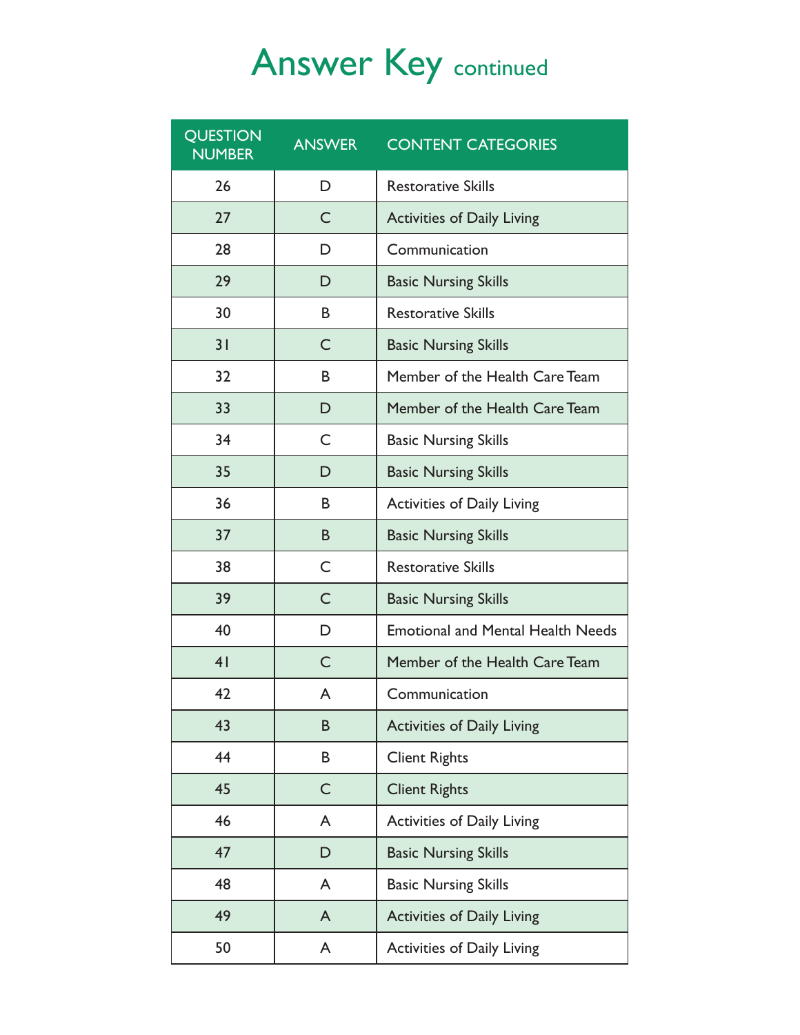# Answer Key continued

| QUESTION NUMBER | ANSWER | CONTENT CATEGORIES |
|---|---|---|
| 26 | D | Restorative Skills |
| 27 | C | Activities of Daily Living |
| 28 | D | Communication |
| 29 | D | Basic Nursing Skills |
| 30 | B | Restorative Skills |
| 31 | C | Basic Nursing Skills |
| 32 | B | Member of the Health Care Team |
| 33 | D | Member of the Health Care Team |
| 34 | C | Basic Nursing Skills |
| 35 | D | Basic Nursing Skills |
| 36 | B | Activities of Daily Living |
| 37 | B | Basic Nursing Skills |
| 38 | C | Restorative Skills |
| 39 | C | Basic Nursing Skills |
| 40 | D | Emotional and Mental Health Needs |
| 41 | C | Member of the Health Care Team |
| 42 | A | Communication |
| 43 | B | Activities of Daily Living |
| 44 | B | Client Rights |
| 45 | C | Client Rights |
| 46 | A | Activities of Daily Living |
| 47 | D | Basic Nursing Skills |
| 48 | A | Basic Nursing Skills |
| 49 | A | Activities of Daily Living |
| 50 | A | Activities of Daily Living |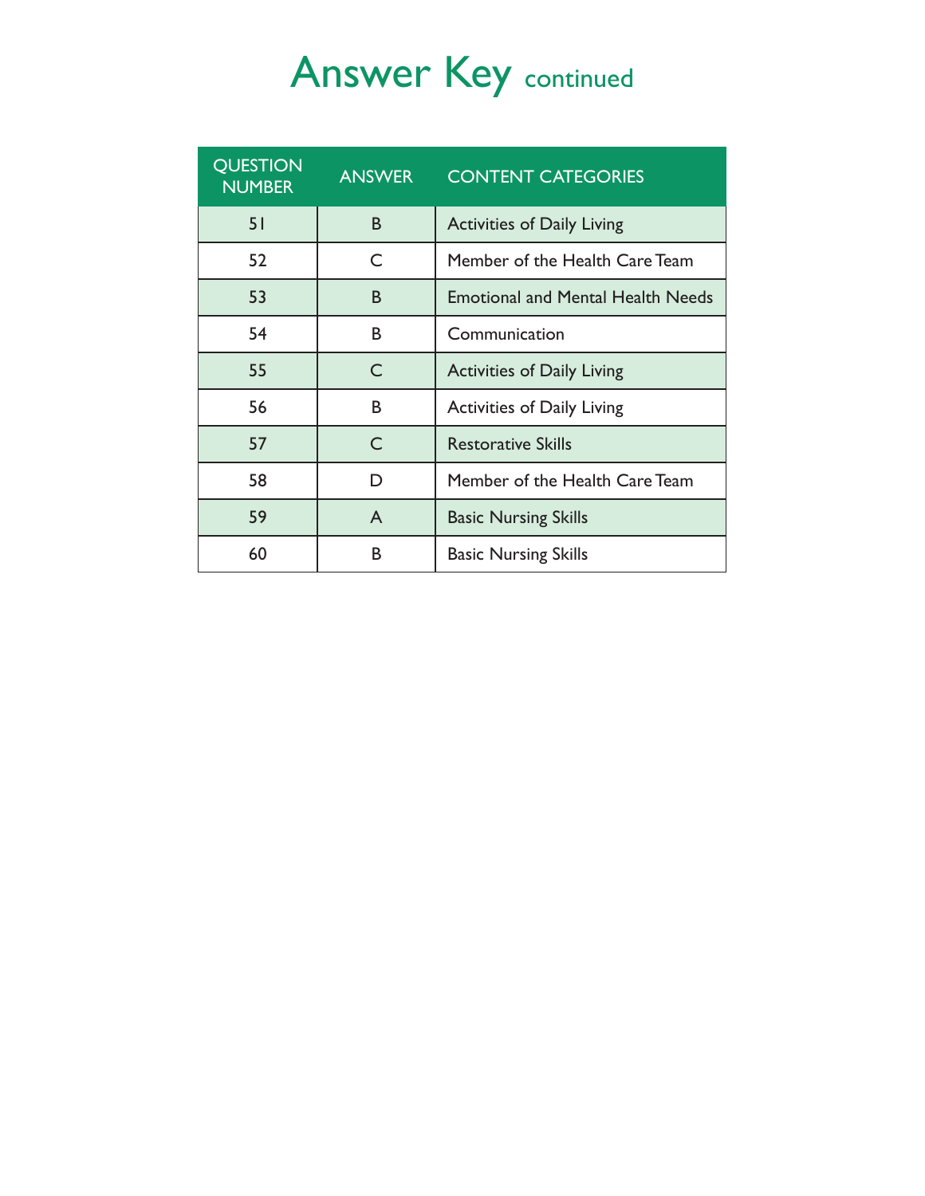# Answer Key continued

| QUESTION NUMBER | ANSWER | CONTENT CATEGORIES |
|---|---|---|
| 51 | B | Activities of Daily Living |
| 52 | C | Member of the Health Care Team |
| 53 | B | Emotional and Mental Health Needs |
| 54 | B | Communication |
| 55 | C | Activities of Daily Living |
| 56 | B | Activities of Daily Living |
| 57 | C | Restorative Skills |
| 58 | D | Member of the Health Care Team |
| 59 | A | Basic Nursing Skills |
| 60 | B | Basic Nursing Skills |